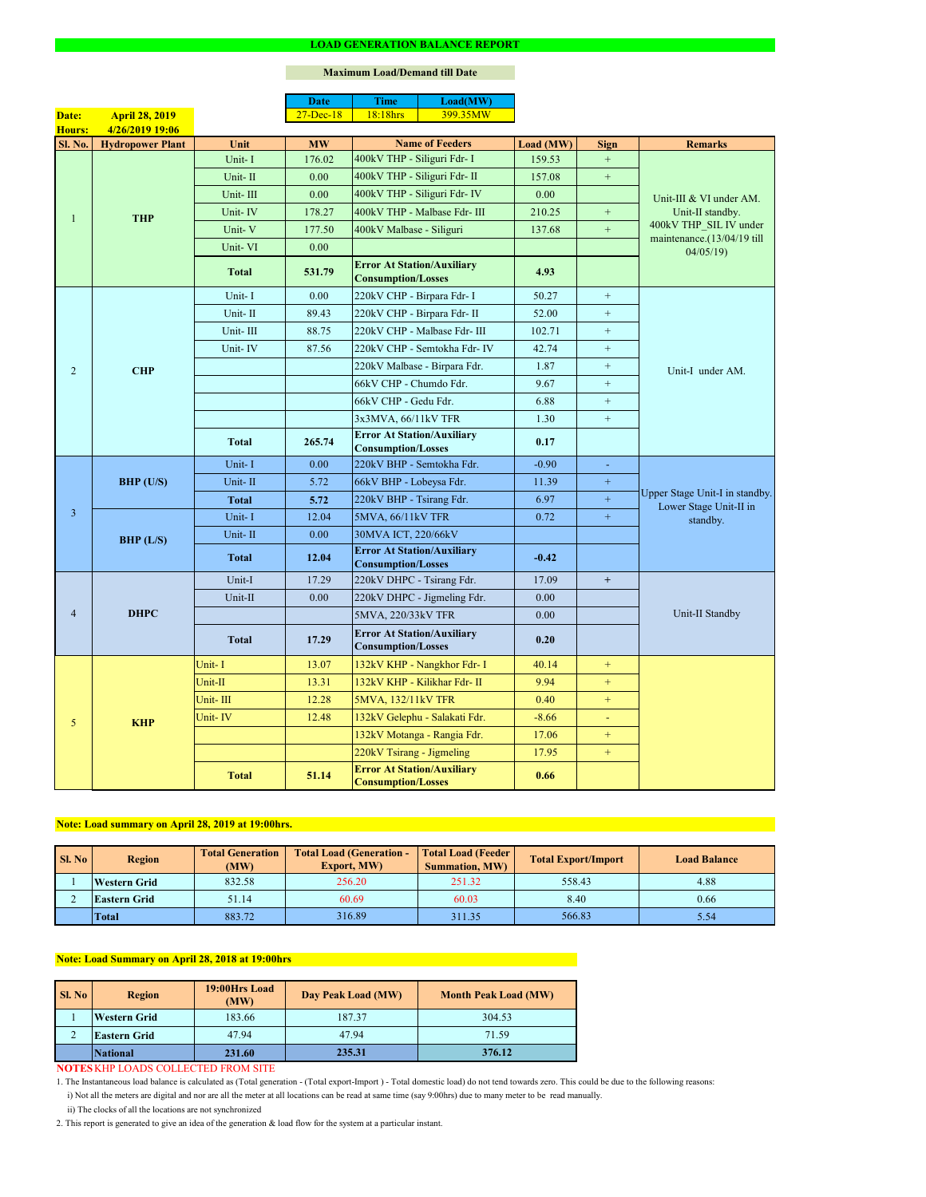# LOAD GENERATION BALANCE REPORT

**Maximum Load/Demand till Date**

| Date | Time | Load(MW) |
|---|---|---|
| 27-Dec-18 | 18:18hrs | 399.35MW |

**Date:** April 28, 2019

**Hours:** 4/26/2019 19:06

| Sl. No. | Hydropower Plant | Unit | MW | Name of Feeders | Load (MW) | Sign | Remarks |
|---|---|---|---|---|---|---|---|
| 1 | THP | Unit- I | 176.02 | 400kV THP - Siliguri Fdr- I | 159.53 | + | Unit-III & VI under AM. Unit-II standby. 400kV THP_SIL IV under maintenance.(13/04/19 till 04/05/19) |
| | | Unit- II | 0.00 | 400kV THP - Siliguri Fdr- II | 157.08 | + | |
| | | Unit- III | 0.00 | 400kV THP - Siliguri Fdr- IV | 0.00 | | |
| | | Unit- IV | 178.27 | 400kV THP - Malbase Fdr- III | 210.25 | + | |
| | | Unit- V | 177.50 | 400kV Malbase - Siliguri | 137.68 | + | |
| | | Unit- VI | 0.00 | | | | |
| | | **Total** | **531.79** | **Error At Station/Auxiliary Consumption/Losses** | **4.93** | | |
| 2 | CHP | Unit- I | 0.00 | 220kV CHP - Birpara Fdr- I | 50.27 | + | Unit-I under AM. |
| | | Unit- II | 89.43 | 220kV CHP - Birpara Fdr- II | 52.00 | + | |
| | | Unit- III | 88.75 | 220kV CHP - Malbase Fdr- III | 102.71 | + | |
| | | Unit- IV | 87.56 | 220kV CHP - Semtokha Fdr- IV | 42.74 | + | |
| | | | | 220kV Malbase - Birpara Fdr. | 1.87 | + | |
| | | | | 66kV CHP - Chumdo Fdr. | 9.67 | + | |
| | | | | 66kV CHP - Gedu Fdr. | 6.88 | + | |
| | | | | 3x3MVA, 66/11kV TFR | 1.30 | + | |
| | | **Total** | **265.74** | **Error At Station/Auxiliary Consumption/Losses** | **0.17** | | |
| 3 | BHP (U/S) | Unit- I | 0.00 | 220kV BHP - Semtokha Fdr. | -0.90 | - | Upper Stage Unit-I in standby. Lower Stage Unit-II in standby. |
| | | Unit- II | 5.72 | 66kV BHP - Lobeysa Fdr. | 11.39 | + | |
| | | **Total** | **5.72** | 220kV BHP - Tsirang Fdr. | 6.97 | + | |
| | BHP (L/S) | Unit- I | 12.04 | 5MVA, 66/11kV TFR | 0.72 | + | |
| | | Unit- II | 0.00 | 30MVA ICT, 220/66kV | | | |
| | | **Total** | **12.04** | **Error At Station/Auxiliary Consumption/Losses** | **-0.42** | | |
| 4 | DHPC | Unit-I | 17.29 | 220kV DHPC - Tsirang Fdr. | 17.09 | + | Unit-II Standby |
| | | Unit-II | 0.00 | 220kV DHPC - Jigmeling Fdr. | 0.00 | | |
| | | | | 5MVA, 220/33kV TFR | 0.00 | | |
| | | **Total** | **17.29** | **Error At Station/Auxiliary Consumption/Losses** | **0.20** | | |
| 5 | KHP | Unit- I | 13.07 | 132kV KHP - Nangkhor Fdr- I | 40.14 | + | |
| | | Unit-II | 13.31 | 132kV KHP - Kilikhar Fdr- II | 9.94 | + | |
| | | Unit- III | 12.28 | 5MVA, 132/11kV TFR | 0.40 | + | |
| | | Unit- IV | 12.48 | 132kV Gelephu - Salakati Fdr. | -8.66 | - | |
| | | | | 132kV Motanga - Rangia Fdr. | 17.06 | + | |
| | | | | 220kV Tsirang - Jigmeling | 17.95 | + | |
| | | **Total** | **51.14** | **Error At Station/Auxiliary Consumption/Losses** | **0.66** | | |

**Note: Load summary on April 28, 2019 at 19:00hrs.**

| Sl. No | Region | Total Generation (MW) | Total Load (Generation - Export, MW) | Total Load (Feeder Summation, MW) | Total Export/Import | Load Balance |
|---|---|---|---|---|---|---|
| 1 | Western Grid | 832.58 | 256.20 | 251.32 | 558.43 | 4.88 |
| 2 | Eastern Grid | 51.14 | 60.69 | 60.03 | 8.40 | 0.66 |
| | **Total** | 883.72 | 316.89 | 311.35 | 566.83 | 5.54 |

**Note: Load Summary on April 28, 2018 at 19:00hrs**

| Sl. No | Region | 19:00Hrs Load (MW) | Day Peak Load (MW) | Month Peak Load (MW) |
|---|---|---|---|---|
| 1 | Western Grid | 183.66 | 187.37 | 304.53 |
| 2 | Eastern Grid | 47.94 | 47.94 | 71.59 |
| | **National** | **231.60** | **235.31** | **376.12** |

**NOTES** KHP LOADS COLLECTED FROM SITE

1. The Instantaneous load balance is calculated as (Total generation - (Total export-Import ) - Total domestic load) do not tend towards zero. This could be due to the following reasons:
   i) Not all the meters are digital and nor are all the meter at all locations can be read at same time (say 9:00hrs) due to many meter to be read manually.
   ii) The clocks of all the locations are not synchronized
2. This report is generated to give an idea of the generation & load flow for the system at a particular instant.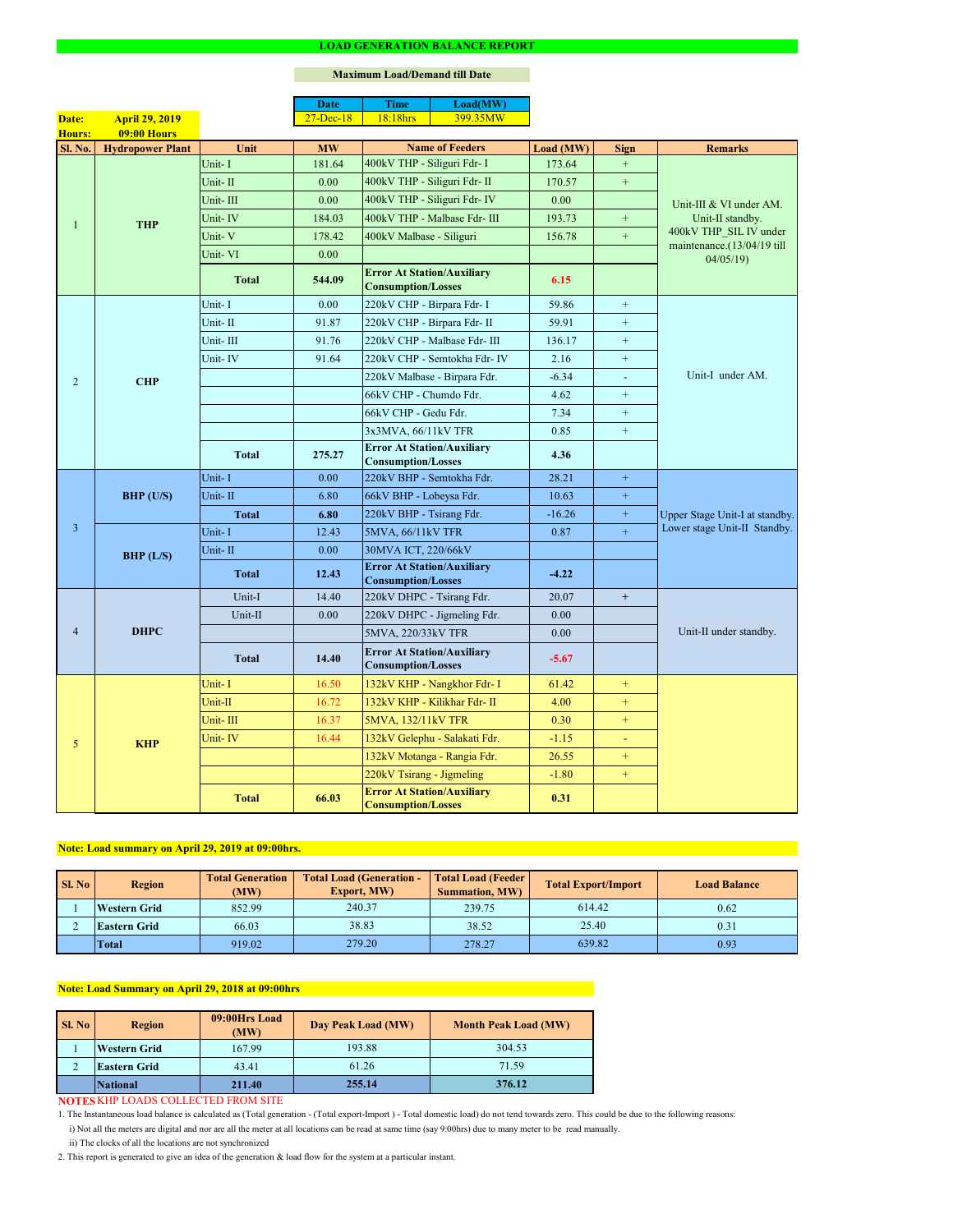# LOAD GENERATION BALANCE REPORT

**Maximum Load/Demand till Date**

| Date | Time | Load(MW) |
|---|---|---|
| 27-Dec-18 | 18:18hrs | 399.35MW |

**Date:** April 29, 2019
**Hours:** 09:00 Hours

| Sl. No. | Hydropower Plant | Unit | MW | Name of Feeders | Load (MW) | Sign | Remarks |
|---|---|---|---|---|---|---|---|
| 1 | THP | Unit- I | 181.64 | 400kV THP - Siliguri Fdr- I | 173.64 | + | Unit-III & VI under AM. Unit-II standby. 400kV THP_SIL IV under maintenance.(13/04/19 till 04/05/19) |
| | | Unit- II | 0.00 | 400kV THP - Siliguri Fdr- II | 170.57 | + | |
| | | Unit- III | 0.00 | 400kV THP - Siliguri Fdr- IV | 0.00 | | |
| | | Unit- IV | 184.03 | 400kV THP - Malbase Fdr- III | 193.73 | + | |
| | | Unit- V | 178.42 | 400kV Malbase - Siliguri | 156.78 | + | |
| | | Unit- VI | 0.00 | | | | |
| | | Total | 544.09 | Error At Station/Auxiliary Consumption/Losses | 6.15 | | |
| 2 | CHP | Unit- I | 0.00 | 220kV CHP - Birpara Fdr- I | 59.86 | + | Unit-I under AM. |
| | | Unit- II | 91.87 | 220kV CHP - Birpara Fdr- II | 59.91 | + | |
| | | Unit- III | 91.76 | 220kV CHP - Malbase Fdr- III | 136.17 | + | |
| | | Unit- IV | 91.64 | 220kV CHP - Semtokha Fdr- IV | 2.16 | + | |
| | | | | 220kV Malbase - Birpara Fdr. | -6.34 | - | |
| | | | | 66kV CHP - Chumdo Fdr. | 4.62 | + | |
| | | | | 66kV CHP - Gedu Fdr. | 7.34 | + | |
| | | | | 3x3MVA, 66/11kV TFR | 0.85 | + | |
| | | Total | 275.27 | Error At Station/Auxiliary Consumption/Losses | 4.36 | | |
| 3 | BHP (U/S) | Unit- I | 0.00 | 220kV BHP - Semtokha Fdr. | 28.21 | + | Upper Stage Unit-I at standby. Lower stage Unit-II Standby. |
| | | Unit- II | 6.80 | 66kV BHP - Lobeysa Fdr. | 10.63 | + | |
| | | Total | 6.80 | 220kV BHP - Tsirang Fdr. | -16.26 | + | |
| | BHP (L/S) | Unit- I | 12.43 | 5MVA, 66/11kV TFR | 0.87 | + | |
| | | Unit- II | 0.00 | 30MVA ICT, 220/66kV | | | |
| | | Total | 12.43 | Error At Station/Auxiliary Consumption/Losses | -4.22 | | |
| 4 | DHPC | Unit-I | 14.40 | 220kV DHPC - Tsirang Fdr. | 20.07 | + | Unit-II under standby. |
| | | Unit-II | 0.00 | 220kV DHPC - Jigmeling Fdr. | 0.00 | | |
| | | | | 5MVA, 220/33kV TFR | 0.00 | | |
| | | Total | 14.40 | Error At Station/Auxiliary Consumption/Losses | -5.67 | | |
| 5 | KHP | Unit- I | 16.50 | 132kV KHP - Nangkhor Fdr- I | 61.42 | + | |
| | | Unit-II | 16.72 | 132kV KHP - Kilikhar Fdr- II | 4.00 | + | |
| | | Unit- III | 16.37 | 5MVA, 132/11kV TFR | 0.30 | + | |
| | | Unit- IV | 16.44 | 132kV Gelephu - Salakati Fdr. | -1.15 | - | |
| | | | | 132kV Motanga - Rangia Fdr. | 26.55 | + | |
| | | | | 220kV Tsirang - Jigmeling | -1.80 | + | |
| | | Total | 66.03 | Error At Station/Auxiliary Consumption/Losses | 0.31 | | |

**Note: Load summary on April 29, 2019 at 09:00hrs.**

| Sl. No | Region | Total Generation (MW) | Total Load (Generation - Export, MW) | Total Load (Feeder Summation, MW) | Total Export/Import | Load Balance |
|---|---|---|---|---|---|---|
| 1 | Western Grid | 852.99 | 240.37 | 239.75 | 614.42 | 0.62 |
| 2 | Eastern Grid | 66.03 | 38.83 | 38.52 | 25.40 | 0.31 |
| | Total | 919.02 | 279.20 | 278.27 | 639.82 | 0.93 |

**Note: Load Summary on April 29, 2018 at 09:00hrs**

| Sl. No | Region | 09:00Hrs Load (MW) | Day Peak Load (MW) | Month Peak Load (MW) |
|---|---|---|---|---|
| 1 | Western Grid | 167.99 | 193.88 | 304.53 |
| 2 | Eastern Grid | 43.41 | 61.26 | 71.59 |
| | National | 211.40 | 255.14 | 376.12 |

**NOTES:** KHP LOADS COLLECTED FROM SITE

1. The Instantaneous load balance is calculated as (Total generation - (Total export-Import ) - Total domestic load) do not tend towards zero. This could be due to the following reasons:
   i) Not all the meters are digital and nor are all the meter at all locations can be read at same time (say 9:00hrs) due to many meter to be read manually.
   ii) The clocks of all the locations are not synchronized
2. This report is generated to give an idea of the generation & load flow for the system at a particular instant.